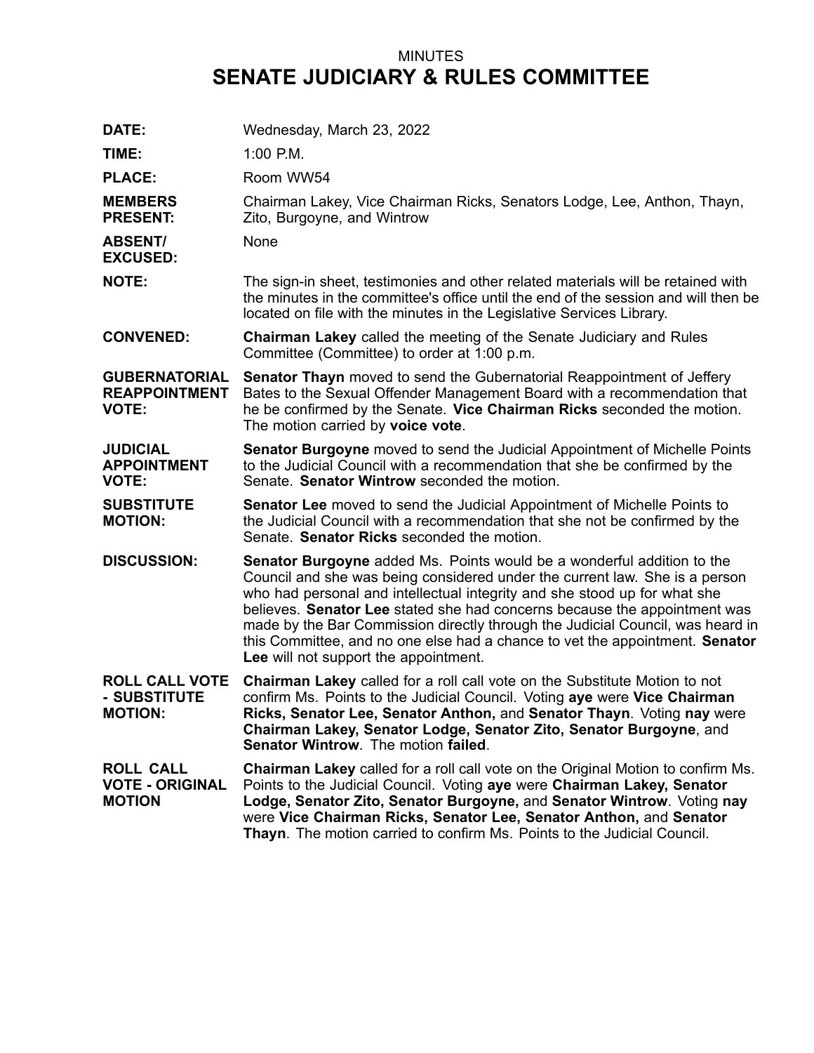MINUTES

# SENATE JUDICIARY & RULES COMMITTEE

**DATE:** Wednesday, March 23, 2022

**TIME:** 1:00 P.M.

**PLACE:** Room WW54

**MEMBERS PRESENT:** Chairman Lakey, Vice Chairman Ricks, Senators Lodge, Lee, Anthon, Thayn, Zito, Burgoyne, and Wintrow

**ABSENT/ EXCUSED:** None

**NOTE:** The sign-in sheet, testimonies and other related materials will be retained with the minutes in the committee's office until the end of the session and will then be located on file with the minutes in the Legislative Services Library.

**CONVENED:** **Chairman Lakey** called the meeting of the Senate Judiciary and Rules Committee (Committee) to order at 1:00 p.m.

**GUBERNATORIAL REAPPOINTMENT VOTE:** **Senator Thayn** moved to send the Gubernatorial Reappointment of Jeffery Bates to the Sexual Offender Management Board with a recommendation that he be confirmed by the Senate. **Vice Chairman Ricks** seconded the motion. The motion carried by **voice vote**.

**JUDICIAL APPOINTMENT VOTE:** **Senator Burgoyne** moved to send the Judicial Appointment of Michelle Points to the Judicial Council with a recommendation that she be confirmed by the Senate. **Senator Wintrow** seconded the motion.

**SUBSTITUTE MOTION:** **Senator Lee** moved to send the Judicial Appointment of Michelle Points to the Judicial Council with a recommendation that she not be confirmed by the Senate. **Senator Ricks** seconded the motion.

**DISCUSSION:** **Senator Burgoyne** added Ms. Points would be a wonderful addition to the Council and she was being considered under the current law. She is a person who had personal and intellectual integrity and she stood up for what she believes. **Senator Lee** stated she had concerns because the appointment was made by the Bar Commission directly through the Judicial Council, was heard in this Committee, and no one else had a chance to vet the appointment. **Senator Lee** will not support the appointment.

**ROLL CALL VOTE - SUBSTITUTE MOTION:** **Chairman Lakey** called for a roll call vote on the Substitute Motion to not confirm Ms. Points to the Judicial Council. Voting **aye** were **Vice Chairman Ricks, Senator Lee, Senator Anthon,** and **Senator Thayn**. Voting **nay** were **Chairman Lakey, Senator Lodge, Senator Zito, Senator Burgoyne**, and **Senator Wintrow**. The motion **failed**.

**ROLL CALL VOTE - ORIGINAL MOTION** **Chairman Lakey** called for a roll call vote on the Original Motion to confirm Ms. Points to the Judicial Council. Voting **aye** were **Chairman Lakey, Senator Lodge, Senator Zito, Senator Burgoyne,** and **Senator Wintrow**. Voting **nay** were **Vice Chairman Ricks, Senator Lee, Senator Anthon,** and **Senator Thayn**. The motion carried to confirm Ms. Points to the Judicial Council.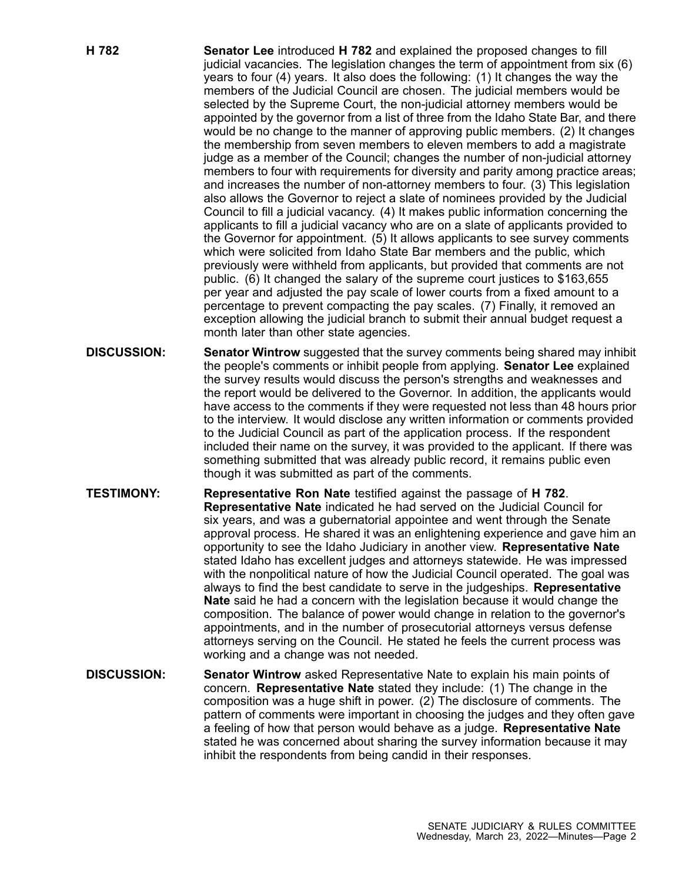**H 782** — **Senator Lee** introduced **H 782** and explained the proposed changes to fill judicial vacancies. The legislation changes the term of appointment from six (6) years to four (4) years. It also does the following: (1) It changes the way the members of the Judicial Council are chosen. The judicial members would be selected by the Supreme Court, the non-judicial attorney members would be appointed by the governor from a list of three from the Idaho State Bar, and there would be no change to the manner of approving public members. (2) It changes the membership from seven members to eleven members to add a magistrate judge as a member of the Council; changes the number of non-judicial attorney members to four with requirements for diversity and parity among practice areas; and increases the number of non-attorney members to four. (3) This legislation also allows the Governor to reject a slate of nominees provided by the Judicial Council to fill a judicial vacancy. (4) It makes public information concerning the applicants to fill a judicial vacancy who are on a slate of applicants provided to the Governor for appointment. (5) It allows applicants to see survey comments which were solicited from Idaho State Bar members and the public, which previously were withheld from applicants, but provided that comments are not public. (6) It changed the salary of the supreme court justices to $163,655 per year and adjusted the pay scale of lower courts from a fixed amount to a percentage to prevent compacting the pay scales. (7) Finally, it removed an exception allowing the judicial branch to submit their annual budget request a month later than other state agencies.

**DISCUSSION:** **Senator Wintrow** suggested that the survey comments being shared may inhibit the people's comments or inhibit people from applying. **Senator Lee** explained the survey results would discuss the person's strengths and weaknesses and the report would be delivered to the Governor. In addition, the applicants would have access to the comments if they were requested not less than 48 hours prior to the interview. It would disclose any written information or comments provided to the Judicial Council as part of the application process. If the respondent included their name on the survey, it was provided to the applicant. If there was something submitted that was already public record, it remains public even though it was submitted as part of the comments.

**TESTIMONY:** **Representative Ron Nate** testified against the passage of **H 782**. **Representative Nate** indicated he had served on the Judicial Council for six years, and was a gubernatorial appointee and went through the Senate approval process. He shared it was an enlightening experience and gave him an opportunity to see the Idaho Judiciary in another view. **Representative Nate** stated Idaho has excellent judges and attorneys statewide. He was impressed with the nonpolitical nature of how the Judicial Council operated. The goal was always to find the best candidate to serve in the judgeships. **Representative Nate** said he had a concern with the legislation because it would change the composition. The balance of power would change in relation to the governor's appointments, and in the number of prosecutorial attorneys versus defense attorneys serving on the Council. He stated he feels the current process was working and a change was not needed.

**DISCUSSION:** **Senator Wintrow** asked Representative Nate to explain his main points of concern. **Representative Nate** stated they include: (1) The change in the composition was a huge shift in power. (2) The disclosure of comments. The pattern of comments were important in choosing the judges and they often gave a feeling of how that person would behave as a judge. **Representative Nate** stated he was concerned about sharing the survey information because it may inhibit the respondents from being candid in their responses.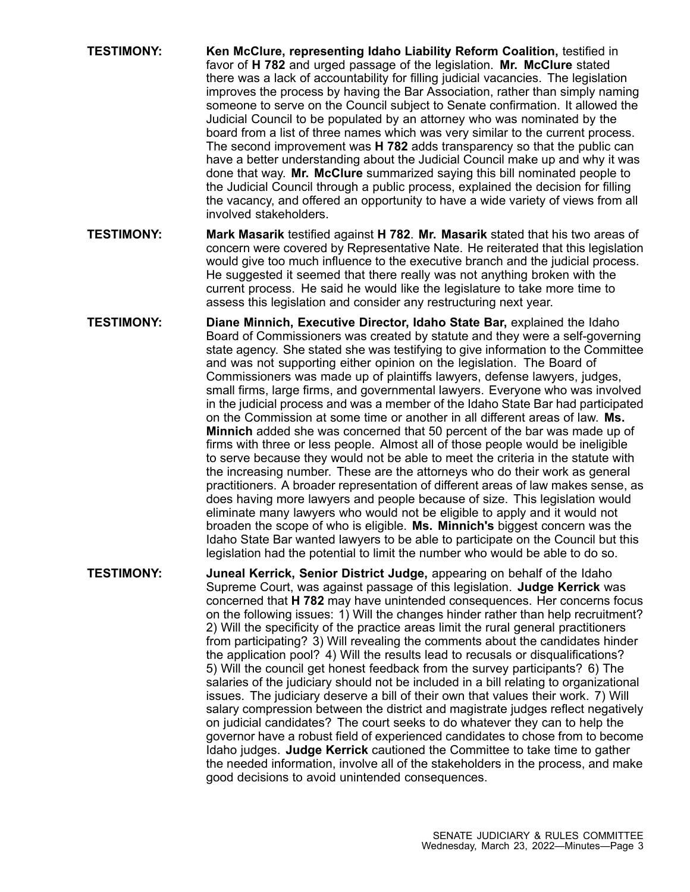**TESTIMONY:** **Ken McClure, representing Idaho Liability Reform Coalition,** testified in favor of **H 782** and urged passage of the legislation. **Mr. McClure** stated there was a lack of accountability for filling judicial vacancies. The legislation improves the process by having the Bar Association, rather than simply naming someone to serve on the Council subject to Senate confirmation. It allowed the Judicial Council to be populated by an attorney who was nominated by the board from a list of three names which was very similar to the current process. The second improvement was **H 782** adds transparency so that the public can have a better understanding about the Judicial Council make up and why it was done that way. **Mr. McClure** summarized saying this bill nominated people to the Judicial Council through a public process, explained the decision for filling the vacancy, and offered an opportunity to have a wide variety of views from all involved stakeholders.

**TESTIMONY:** **Mark Masarik** testified against **H 782**. **Mr. Masarik** stated that his two areas of concern were covered by Representative Nate. He reiterated that this legislation would give too much influence to the executive branch and the judicial process. He suggested it seemed that there really was not anything broken with the current process. He said he would like the legislature to take more time to assess this legislation and consider any restructuring next year.

**TESTIMONY:** **Diane Minnich, Executive Director, Idaho State Bar,** explained the Idaho Board of Commissioners was created by statute and they were a self-governing state agency. She stated she was testifying to give information to the Committee and was not supporting either opinion on the legislation. The Board of Commissioners was made up of plaintiffs lawyers, defense lawyers, judges, small firms, large firms, and governmental lawyers. Everyone who was involved in the judicial process and was a member of the Idaho State Bar had participated on the Commission at some time or another in all different areas of law. **Ms. Minnich** added she was concerned that 50 percent of the bar was made up of firms with three or less people. Almost all of those people would be ineligible to serve because they would not be able to meet the criteria in the statute with the increasing number. These are the attorneys who do their work as general practitioners. A broader representation of different areas of law makes sense, as does having more lawyers and people because of size. This legislation would eliminate many lawyers who would not be eligible to apply and it would not broaden the scope of who is eligible. **Ms. Minnich's** biggest concern was the Idaho State Bar wanted lawyers to be able to participate on the Council but this legislation had the potential to limit the number who would be able to do so.

**TESTIMONY:** **Juneal Kerrick, Senior District Judge,** appearing on behalf of the Idaho Supreme Court, was against passage of this legislation. **Judge Kerrick** was concerned that **H 782** may have unintended consequences. Her concerns focus on the following issues: 1) Will the changes hinder rather than help recruitment? 2) Will the specificity of the practice areas limit the rural general practitioners from participating? 3) Will revealing the comments about the candidates hinder the application pool? 4) Will the results lead to recusals or disqualifications? 5) Will the council get honest feedback from the survey participants? 6) The salaries of the judiciary should not be included in a bill relating to organizational issues. The judiciary deserve a bill of their own that values their work. 7) Will salary compression between the district and magistrate judges reflect negatively on judicial candidates? The court seeks to do whatever they can to help the governor have a robust field of experienced candidates to chose from to become Idaho judges. **Judge Kerrick** cautioned the Committee to take time to gather the needed information, involve all of the stakeholders in the process, and make good decisions to avoid unintended consequences.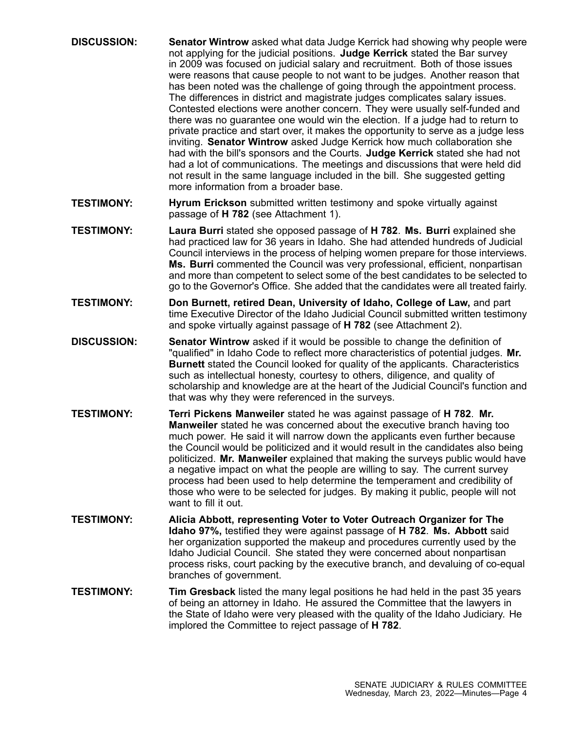**DISCUSSION:** **Senator Wintrow** asked what data Judge Kerrick had showing why people were not applying for the judicial positions. **Judge Kerrick** stated the Bar survey in 2009 was focused on judicial salary and recruitment. Both of those issues were reasons that cause people to not want to be judges. Another reason that has been noted was the challenge of going through the appointment process. The differences in district and magistrate judges complicates salary issues. Contested elections were another concern. They were usually self-funded and there was no guarantee one would win the election. If a judge had to return to private practice and start over, it makes the opportunity to serve as a judge less inviting. **Senator Wintrow** asked Judge Kerrick how much collaboration she had with the bill's sponsors and the Courts. **Judge Kerrick** stated she had not had a lot of communications. The meetings and discussions that were held did not result in the same language included in the bill. She suggested getting more information from a broader base.

**TESTIMONY:** **Hyrum Erickson** submitted written testimony and spoke virtually against passage of **H 782** (see Attachment 1).

**TESTIMONY:** **Laura Burri** stated she opposed passage of **H 782**. **Ms. Burri** explained she had practiced law for 36 years in Idaho. She had attended hundreds of Judicial Council interviews in the process of helping women prepare for those interviews. **Ms. Burri** commented the Council was very professional, efficient, nonpartisan and more than competent to select some of the best candidates to be selected to go to the Governor's Office. She added that the candidates were all treated fairly.

**TESTIMONY:** **Don Burnett, retired Dean, University of Idaho, College of Law,** and part time Executive Director of the Idaho Judicial Council submitted written testimony and spoke virtually against passage of **H 782** (see Attachment 2).

**DISCUSSION:** **Senator Wintrow** asked if it would be possible to change the definition of "qualified" in Idaho Code to reflect more characteristics of potential judges. **Mr. Burnett** stated the Council looked for quality of the applicants. Characteristics such as intellectual honesty, courtesy to others, diligence, and quality of scholarship and knowledge are at the heart of the Judicial Council's function and that was why they were referenced in the surveys.

**TESTIMONY:** **Terri Pickens Manweiler** stated he was against passage of **H 782**. **Mr. Manweiler** stated he was concerned about the executive branch having too much power. He said it will narrow down the applicants even further because the Council would be politicized and it would result in the candidates also being politicized. **Mr. Manweiler** explained that making the surveys public would have a negative impact on what the people are willing to say. The current survey process had been used to help determine the temperament and credibility of those who were to be selected for judges. By making it public, people will not want to fill it out.

**TESTIMONY:** **Alicia Abbott, representing Voter to Voter Outreach Organizer for The Idaho 97%,** testified they were against passage of **H 782**. **Ms. Abbott** said her organization supported the makeup and procedures currently used by the Idaho Judicial Council. She stated they were concerned about nonpartisan process risks, court packing by the executive branch, and devaluing of co-equal branches of government.

**TESTIMONY:** **Tim Gresback** listed the many legal positions he had held in the past 35 years of being an attorney in Idaho. He assured the Committee that the lawyers in the State of Idaho were very pleased with the quality of the Idaho Judiciary. He implored the Committee to reject passage of **H 782**.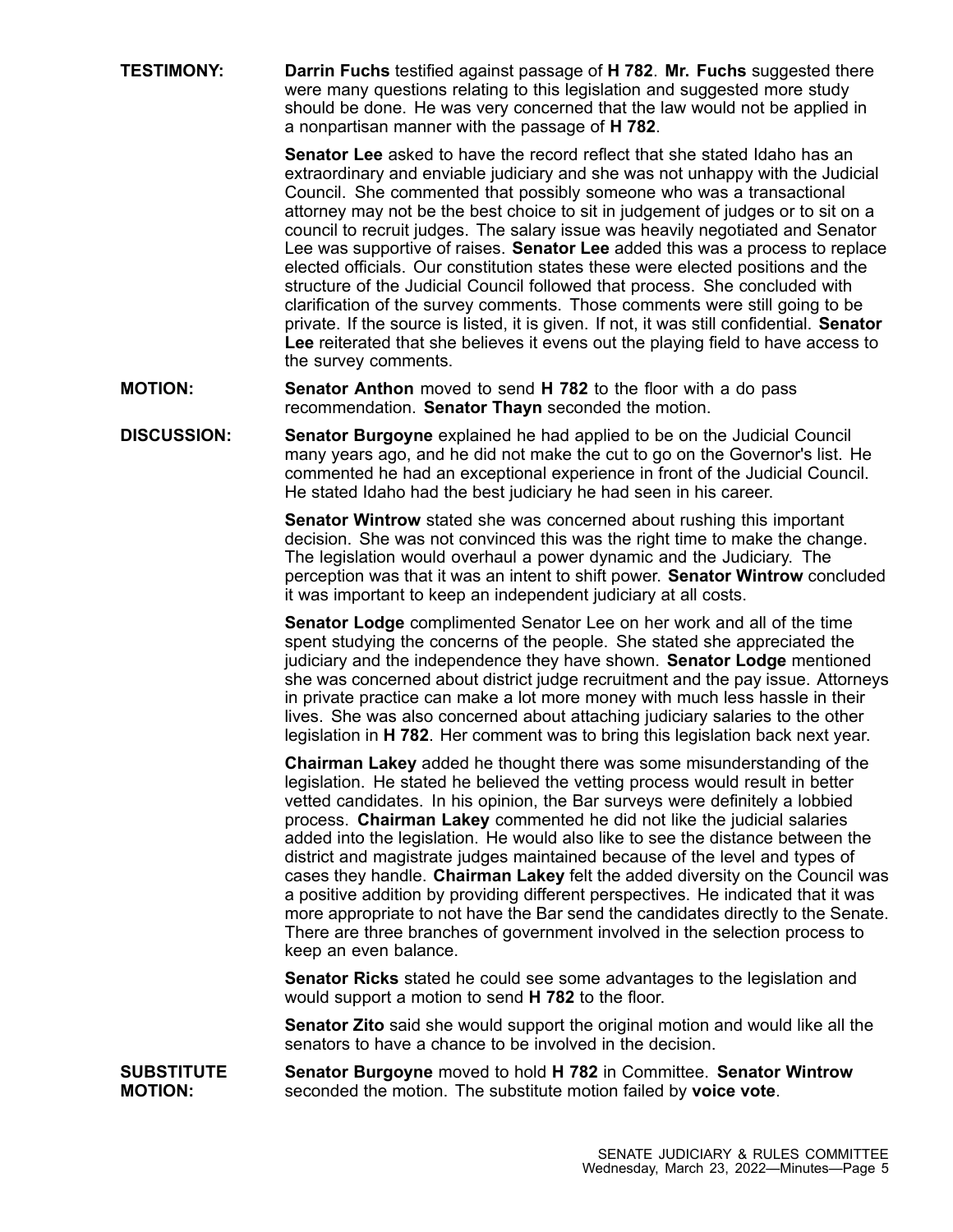**TESTIMONY:** **Darrin Fuchs** testified against passage of **H 782**. **Mr. Fuchs** suggested there were many questions relating to this legislation and suggested more study should be done. He was very concerned that the law would not be applied in a nonpartisan manner with the passage of **H 782**.

**Senator Lee** asked to have the record reflect that she stated Idaho has an extraordinary and enviable judiciary and she was not unhappy with the Judicial Council. She commented that possibly someone who was a transactional attorney may not be the best choice to sit in judgement of judges or to sit on a council to recruit judges. The salary issue was heavily negotiated and Senator Lee was supportive of raises. **Senator Lee** added this was a process to replace elected officials. Our constitution states these were elected positions and the structure of the Judicial Council followed that process. She concluded with clarification of the survey comments. Those comments were still going to be private. If the source is listed, it is given. If not, it was still confidential. **Senator Lee** reiterated that she believes it evens out the playing field to have access to the survey comments.

**MOTION:** **Senator Anthon** moved to send **H 782** to the floor with a do pass recommendation. **Senator Thayn** seconded the motion.

**DISCUSSION:** **Senator Burgoyne** explained he had applied to be on the Judicial Council many years ago, and he did not make the cut to go on the Governor's list. He commented he had an exceptional experience in front of the Judicial Council. He stated Idaho had the best judiciary he had seen in his career.

**Senator Wintrow** stated she was concerned about rushing this important decision. She was not convinced this was the right time to make the change. The legislation would overhaul a power dynamic and the Judiciary. The perception was that it was an intent to shift power. **Senator Wintrow** concluded it was important to keep an independent judiciary at all costs.

**Senator Lodge** complimented Senator Lee on her work and all of the time spent studying the concerns of the people. She stated she appreciated the judiciary and the independence they have shown. **Senator Lodge** mentioned she was concerned about district judge recruitment and the pay issue. Attorneys in private practice can make a lot more money with much less hassle in their lives. She was also concerned about attaching judiciary salaries to the other legislation in **H 782**. Her comment was to bring this legislation back next year.

**Chairman Lakey** added he thought there was some misunderstanding of the legislation. He stated he believed the vetting process would result in better vetted candidates. In his opinion, the Bar surveys were definitely a lobbied process. **Chairman Lakey** commented he did not like the judicial salaries added into the legislation. He would also like to see the distance between the district and magistrate judges maintained because of the level and types of cases they handle. **Chairman Lakey** felt the added diversity on the Council was a positive addition by providing different perspectives. He indicated that it was more appropriate to not have the Bar send the candidates directly to the Senate. There are three branches of government involved in the selection process to keep an even balance.

**Senator Ricks** stated he could see some advantages to the legislation and would support a motion to send **H 782** to the floor.

**Senator Zito** said she would support the original motion and would like all the senators to have a chance to be involved in the decision.

**SUBSTITUTE MOTION:** **Senator Burgoyne** moved to hold **H 782** in Committee. **Senator Wintrow** seconded the motion. The substitute motion failed by **voice vote**.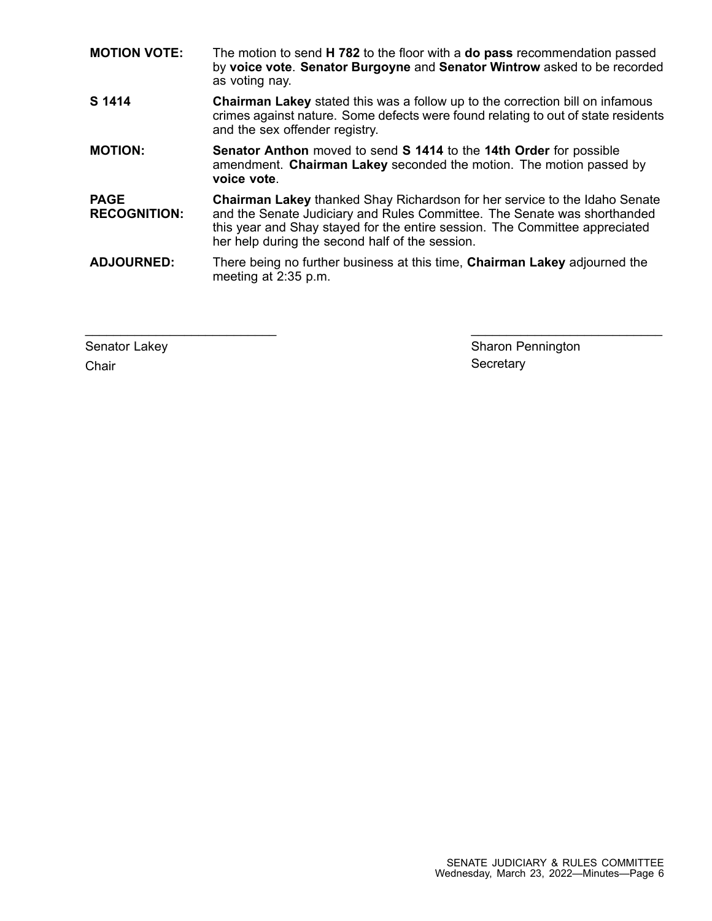**MOTION VOTE:** The motion to send **H 782** to the floor with a **do pass** recommendation passed by **voice vote**. **Senator Burgoyne** and **Senator Wintrow** asked to be recorded as voting nay.

**S 1414** **Chairman Lakey** stated this was a follow up to the correction bill on infamous crimes against nature. Some defects were found relating to out of state residents and the sex offender registry.

**MOTION:** **Senator Anthon** moved to send **S 1414** to the **14th Order** for possible amendment. **Chairman Lakey** seconded the motion. The motion passed by **voice vote**.

**PAGE RECOGNITION:** **Chairman Lakey** thanked Shay Richardson for her service to the Idaho Senate and the Senate Judiciary and Rules Committee. The Senate was shorthanded this year and Shay stayed for the entire session. The Committee appreciated her help during the second half of the session.

**ADJOURNED:** There being no further business at this time, **Chairman Lakey** adjourned the meeting at 2:35 p.m.

___________________________
Senator Lakey
Chair

___________________________
Sharon Pennington
Secretary